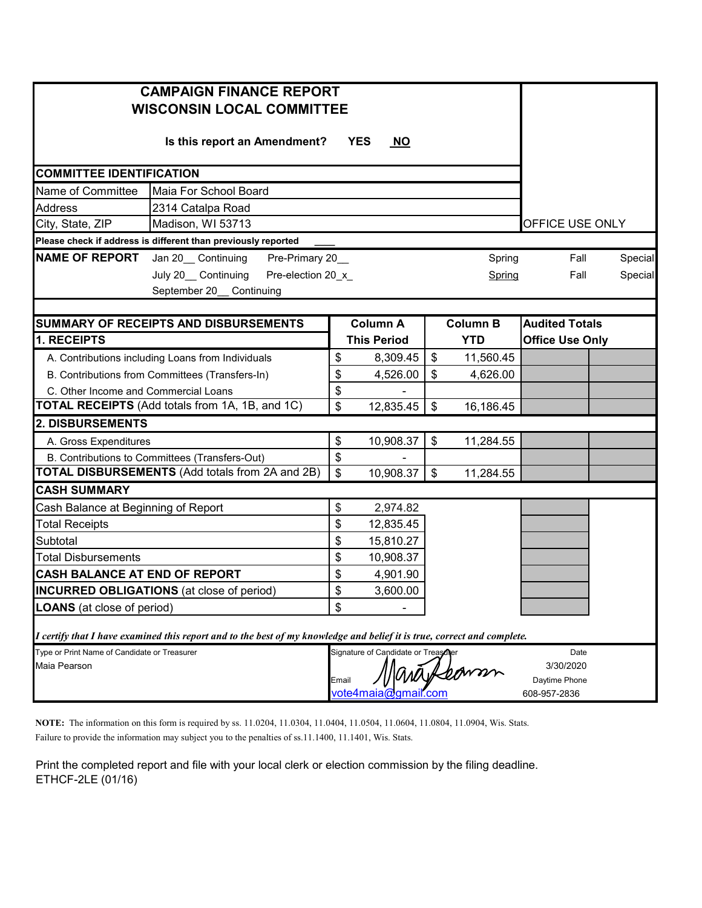# CAMPAIGN FINANCE REPORT
# WISCONSIN LOCAL COMMITTEE

**Is this report an Amendment?** **YES** **NO**

OFFICE USE ONLY

## COMMITTEE IDENTIFICATION

| | |
|---|---|
| Name of Committee | Maia For School Board |
| Address | 2314 Catalpa Road |
| City, State, ZIP | Madison, WI 53713 |

**Please check if address is different than previously reported** ____

**NAME OF REPORT**

| | | | | |
|---|---|---|---|---|
| Jan 20__ Continuing | Pre-Primary 20__ | Spring | Fall | Special |
| July 20__ Continuing | Pre-election 20_x_ | Spring | Fall | Special |
| September 20__ Continuing | | | | |

| SUMMARY OF RECEIPTS AND DISBURSEMENTS | Column A This Period | Column B YTD | Audited Totals Office Use Only | |
|---|---|---|---|---|
| **1. RECEIPTS** | | | | |
| A. Contributions including Loans from Individuals | $ 8,309.45 | $ 11,560.45 | | |
| B. Contributions from Committees (Transfers-In) | $ 4,526.00 | $ 4,626.00 | | |
| C. Other Income and Commercial Loans | $ - | | | |
| **TOTAL RECEIPTS** (Add totals from 1A, 1B, and 1C) | $ 12,835.45 | $ 16,186.45 | | |
| **2. DISBURSEMENTS** | | | | |
| A. Gross Expenditures | $ 10,908.37 | $ 11,284.55 | | |
| B. Contributions to Committees (Transfers-Out) | $ - | | | |
| **TOTAL DISBURSEMENTS** (Add totals from 2A and 2B) | $ 10,908.37 | $ 11,284.55 | | |
| **CASH SUMMARY** | | | | |
| Cash Balance at Beginning of Report | $ 2,974.82 | | | |
| Total Receipts | $ 12,835.45 | | | |
| Subtotal | $ 15,810.27 | | | |
| Total Disbursements | $ 10,908.37 | | | |
| **CASH BALANCE AT END OF REPORT** | $ 4,901.90 | | | |
| **INCURRED OBLIGATIONS** (at close of period) | $ 3,600.00 | | | |
| **LOANS** (at close of period) | $ - | | | |

***I certify that I have examined this report and to the best of my knowledge and belief it is true, correct and complete.***

| Type or Print Name of Candidate or Treasurer | Signature of Candidate or Treasurer | Date |
|---|---|---|
| Maia Pearson | Maia Pearson | 3/30/2020 |
| | Email: vote4maia@gmail.com | Daytime Phone: 608-957-2836 |

**NOTE:** The information on this form is required by ss. 11.0204, 11.0304, 11.0404, 11.0504, 11.0604, 11.0804, 11.0904, Wis. Stats. Failure to provide the information may subject you to the penalties of ss.11.1400, 11.1401, Wis. Stats.

Print the completed report and file with your local clerk or election commission by the filing deadline.
ETHCF-2LE (01/16)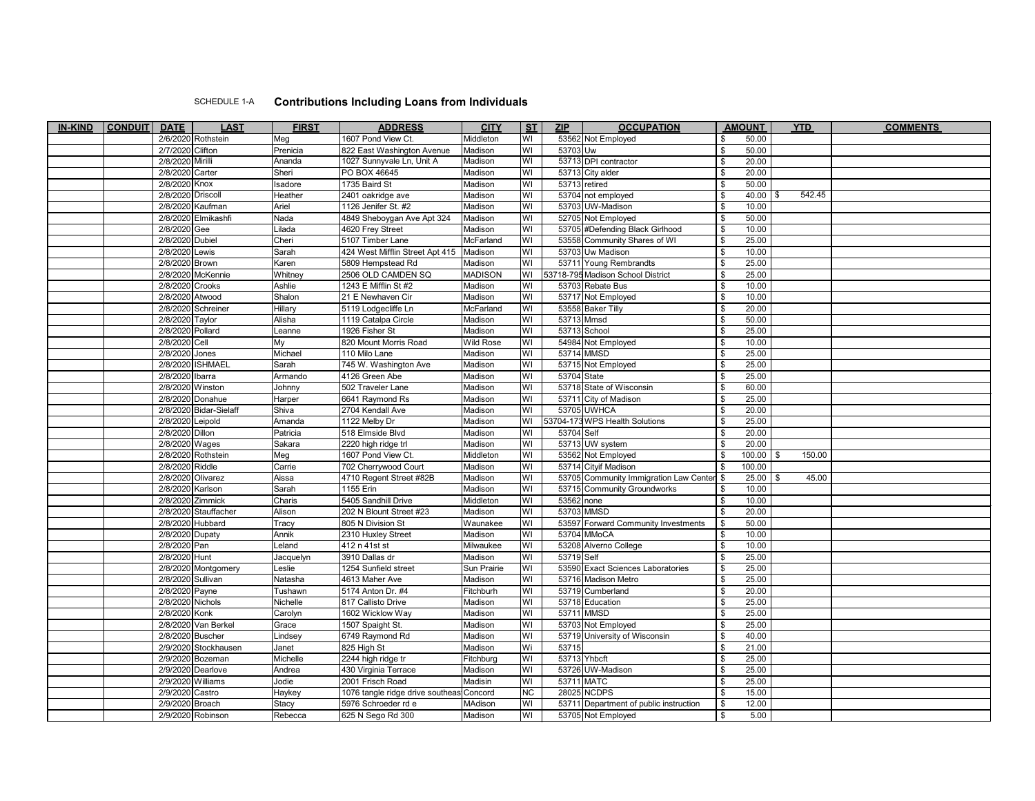SCHEDULE 1-A **Contributions Including Loans from Individuals**

| IN-KIND | CONDUIT | DATE | LAST | FIRST | ADDRESS | CITY | ST | ZIP | OCCUPATION | AMOUNT | YTD | COMMENTS |
|---|---|---|---|---|---|---|---|---|---|---|---|---|
| | | 2/6/2020 | Rothstein | Meg | 1607 Pond View Ct. | Middleton | WI | 53562 | Not Employed | $ 50.00 | | |
| | | 2/7/2020 | Clifton | Prenicia | 822 East Washington Avenue | Madison | WI | 53703 | Uw | $ 50.00 | | |
| | | 2/8/2020 | Mirilli | Ananda | 1027 Sunnyvale Ln, Unit A | Madison | WI | 53713 | DPI contractor | $ 20.00 | | |
| | | 2/8/2020 | Carter | Sheri | PO BOX 46645 | Madison | WI | 53713 | City alder | $ 20.00 | | |
| | | 2/8/2020 | Knox | Isadore | 1735 Baird St | Madison | WI | 53713 | retired | $ 50.00 | | |
| | | 2/8/2020 | Driscoll | Heather | 2401 oakridge ave | Madison | WI | 53704 | not employed | $ 40.00 | $ 542.45 | |
| | | 2/8/2020 | Kaufman | Ariel | 1126 Jenifer St. #2 | Madison | WI | 53703 | UW-Madison | $ 10.00 | | |
| | | 2/8/2020 | Elmikashfi | Nada | 4849 Sheboygan Ave Apt 324 | Madison | WI | 52705 | Not Employed | $ 50.00 | | |
| | | 2/8/2020 | Gee | Lilada | 4620 Frey Street | Madison | WI | 53705 | #Defending Black Girlhood | $ 10.00 | | |
| | | 2/8/2020 | Dubiel | Cheri | 5107 Timber Lane | McFarland | WI | 53558 | Community Shares of WI | $ 25.00 | | |
| | | 2/8/2020 | Lewis | Sarah | 424 West Mifflin Street Apt 415 | Madison | WI | 53703 | Uw Madison | $ 10.00 | | |
| | | 2/8/2020 | Brown | Karen | 5809 Hempstead Rd | Madison | WI | 53711 | Young Rembrandts | $ 25.00 | | |
| | | 2/8/2020 | McKennie | Whitney | 2506 OLD CAMDEN SQ | MADISON | WI | 53718-795 | Madison School District | $ 25.00 | | |
| | | 2/8/2020 | Crooks | Ashlie | 1243 E Mifflin St #2 | Madison | WI | 53703 | Rebate Bus | $ 10.00 | | |
| | | 2/8/2020 | Atwood | Shalon | 21 E Newhaven Cir | Madison | WI | 53717 | Not Employed | $ 10.00 | | |
| | | 2/8/2020 | Schreiner | Hillary | 5119 Lodgecliffe Ln | McFarland | WI | 53558 | Baker Tilly | $ 20.00 | | |
| | | 2/8/2020 | Taylor | Alisha | 1119 Catalpa Circle | Madison | WI | 53713 | Mmsd | $ 50.00 | | |
| | | 2/8/2020 | Pollard | Leanne | 1926 Fisher St | Madison | WI | 53713 | School | $ 25.00 | | |
| | | 2/8/2020 | Cell | My | 820 Mount Morris Road | Wild Rose | WI | 54984 | Not Employed | $ 10.00 | | |
| | | 2/8/2020 | Jones | Michael | 110 Milo Lane | Madison | WI | 53714 | MMSD | $ 25.00 | | |
| | | 2/8/2020 | ISHMAEL | Sarah | 745 W. Washington Ave | Madison | WI | 53715 | Not Employed | $ 25.00 | | |
| | | 2/8/2020 | Ibarra | Armando | 4126 Green Abe | Madison | WI | 53704 | State | $ 25.00 | | |
| | | 2/8/2020 | Winston | Johnny | 502 Traveler Lane | Madison | WI | 53718 | State of Wisconsin | $ 60.00 | | |
| | | 2/8/2020 | Donahue | Harper | 6641 Raymond Rs | Madison | WI | 53711 | City of Madison | $ 25.00 | | |
| | | 2/8/2020 | Bidar-Sielaff | Shiva | 2704 Kendall Ave | Madison | WI | 53705 | UWHCA | $ 20.00 | | |
| | | 2/8/2020 | Leipold | Amanda | 1122 Melby Dr | Madison | WI | 53704-173 | WPS Health Solutions | $ 25.00 | | |
| | | 2/8/2020 | Dillon | Patricia | 518 Elmside Blvd | Madison | WI | 53704 | Self | $ 20.00 | | |
| | | 2/8/2020 | Wages | Sakara | 2220 high ridge trl | Madison | WI | 53713 | UW system | $ 20.00 | | |
| | | 2/8/2020 | Rothstein | Meg | 1607 Pond View Ct. | Middleton | WI | 53562 | Not Employed | $ 100.00 | $ 150.00 | |
| | | 2/8/2020 | Riddle | Carrie | 702 Cherrywood Court | Madison | WI | 53714 | Cityif Madison | $ 100.00 | | |
| | | 2/8/2020 | Olivarez | Aissa | 4710 Regent Street #82B | Madison | WI | 53705 | Community Immigration Law Center | $ 25.00 | $ 45.00 | |
| | | 2/8/2020 | Karlson | Sarah | 1155 Erin | Madison | WI | 53715 | Community Groundworks | $ 10.00 | | |
| | | 2/8/2020 | Zimmick | Charis | 5405 Sandhill Drive | Middleton | WI | 53562 | none | $ 10.00 | | |
| | | 2/8/2020 | Stauffacher | Alison | 202 N Blount Street #23 | Madison | WI | 53703 | MMSD | $ 20.00 | | |
| | | 2/8/2020 | Hubbard | Tracy | 805 N Division St | Waunakee | WI | 53597 | Forward Community Investments | $ 50.00 | | |
| | | 2/8/2020 | Dupaty | Annik | 2310 Huxley Street | Madison | WI | 53704 | MMoCA | $ 10.00 | | |
| | | 2/8/2020 | Pan | Leland | 412 n 41st st | Milwaukee | WI | 53208 | Alverno College | $ 10.00 | | |
| | | 2/8/2020 | Hunt | Jacquelyn | 3910 Dallas dr | Madison | WI | 53719 | Self | $ 25.00 | | |
| | | 2/8/2020 | Montgomery | Leslie | 1254 Sunfield street | Sun Prairie | WI | 53590 | Exact Sciences Laboratories | $ 25.00 | | |
| | | 2/8/2020 | Sullivan | Natasha | 4613 Maher Ave | Madison | WI | 53716 | Madison Metro | $ 25.00 | | |
| | | 2/8/2020 | Payne | Tushawn | 5174 Anton Dr. #4 | Fitchburh | WI | 53719 | Cumberland | $ 20.00 | | |
| | | 2/8/2020 | Nichols | Nichelle | 817 Callisto Drive | Madison | WI | 53718 | Education | $ 25.00 | | |
| | | 2/8/2020 | Konk | Carolyn | 1602 Wicklow Way | Madison | WI | 53711 | MMSD | $ 25.00 | | |
| | | 2/8/2020 | Van Berkel | Grace | 1507 Spaight St. | Madison | WI | 53703 | Not Employed | $ 25.00 | | |
| | | 2/8/2020 | Buscher | Lindsey | 6749 Raymond Rd | Madison | WI | 53719 | University of Wisconsin | $ 40.00 | | |
| | | 2/9/2020 | Stockhausen | Janet | 825 High St | Madison | Wi | 53715 | | $ 21.00 | | |
| | | 2/9/2020 | Bozeman | Michelle | 2244 high ridge tr | Fitchburg | WI | 53713 | Yhbcft | $ 25.00 | | |
| | | 2/9/2020 | Dearlove | Andrea | 430 Virginia Terrace | Madison | WI | 53726 | UW-Madison | $ 25.00 | | |
| | | 2/9/2020 | Williams | Jodie | 2001 Frisch Road | Madisin | WI | 53711 | MATC | $ 25.00 | | |
| | | 2/9/2020 | Castro | Haykey | 1076 tangle ridge drive southeas | Concord | NC | 28025 | NCDPS | $ 15.00 | | |
| | | 2/9/2020 | Broach | Stacy | 5976 Schroeder rd e | MAdison | WI | 53711 | Department of public instruction | $ 12.00 | | |
| | | 2/9/2020 | Robinson | Rebecca | 625 N Sego Rd 300 | Madison | WI | 53705 | Not Employed | $ 5.00 | | |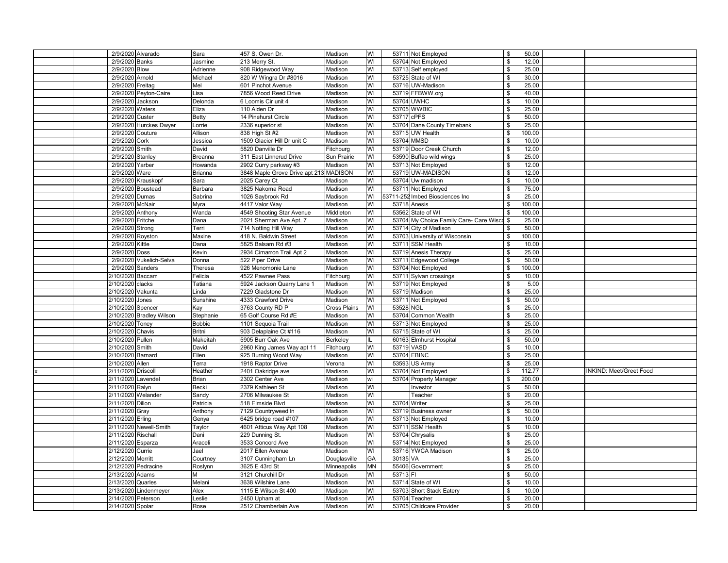| | | Date | Last Name | First Name | Address | City | State | Zip | Employer | | Amount | | |
|---|---|---|---|---|---|---|---|---|---|---|---|---|---|
| | | 2/9/2020 | Alvarado | Sara | 457 S. Owen Dr. | Madison | WI | 53711 | Not Employed | $ | 50.00 | | |
| | | 2/9/2020 | Banks | Jasmine | 213 Merry St. | Madison | WI | 53704 | Not Employed | $ | 12.00 | | |
| | | 2/9/2020 | Blow | Adrienne | 908 Ridgewood Way | Madison | WI | 53713 | Self employed | $ | 25.00 | | |
| | | 2/9/2020 | Arnold | Michael | 820 W Wingra Dr #8016 | Madison | WI | 53725 | State of WI | $ | 30.00 | | |
| | | 2/9/2020 | Freitag | Mel | 601 Pinchot Avenue | Madison | WI | 53716 | UW-Madison | $ | 25.00 | | |
| | | 2/9/2020 | Peyton-Caire | Lisa | 7856 Wood Reed Drive | Madison | WI | 53719 | FFBWW.org | $ | 40.00 | | |
| | | 2/9/2020 | Jackson | Delonda | 6 Loomis Cir unit 4 | Madison | WI | 53704 | UWHC | $ | 10.00 | | |
| | | 2/9/2020 | Waters | Eliza | 110 Alden Dr | Madison | WI | 53705 | WWBIC | $ | 25.00 | | |
| | | 2/9/2020 | Custer | Betty | 14 Pinehurst Circle | Madison | WI | 53717 | cPFS | $ | 50.00 | | |
| | | 2/9/2020 | Hurckes Dwyer | Lorrie | 2336 superior st | Madison | WI | 53704 | Dane County Timebank | $ | 25.00 | | |
| | | 2/9/2020 | Couture | Allison | 838 High St #2 | Madison | WI | 53715 | UW Health | $ | 100.00 | | |
| | | 2/9/2020 | Cork | Jessica | 1509 Glacier Hill Dr unit C | Madison | WI | 53704 | MMSD | $ | 10.00 | | |
| | | 2/9/2020 | Smith | David | 5820 Danville Dr | Fitchburg | WI | 53719 | Door Creek Church | $ | 12.00 | | |
| | | 2/9/2020 | Stanley | Breanna | 311 East Linnerud Drive | Sun Prairie | WI | 53590 | Buffao wild wings | $ | 25.00 | | |
| | | 2/9/2020 | Yarber | Howanda | 2902 Curry parkway #3 | Madison | WI | 53713 | Not Employed | $ | 12.00 | | |
| | | 2/9/2020 | Ware | Brianna | 3848 Maple Grove Drive apt 213 | MADISON | WI | 53719 | UW-MADISON | $ | 12.00 | | |
| | | 2/9/2020 | Krauskopf | Sara | 2025 Carey Ct | Madison | WI | 53704 | Uw madison | $ | 10.00 | | |
| | | 2/9/2020 | Boustead | Barbara | 3825 Nakoma Road | Madison | WI | 53711 | Not Employed | $ | 75.00 | | |
| | | 2/9/2020 | Dumas | Sabrina | 1026 Saybrook Rd | Madison | WI | 53711-252 | Imbed Biosciences Inc | $ | 25.00 | | |
| | | 2/9/2020 | McNair | Myra | 4417 Valor Way | Madison | WI | 53718 | Anesis | $ | 100.00 | | |
| | | 2/9/2020 | Anthony | Wanda | 4549 Shooting Star Avenue | Middleton | WI | 53562 | State of WI | $ | 100.00 | | |
| | | 2/9/2020 | Fritche | Dana | 2021 Sherman Ave Apt. 7 | Madison | WI | 53704 | My Choice Family Care- Care Wisco | $ | 25.00 | | |
| | | 2/9/2020 | Strong | Terri | 714 Notting Hill Way | Madison | WI | 53714 | City of Madison | $ | 50.00 | | |
| | | 2/9/2020 | Royston | Maxine | 418 N. Baldwin Street | Madison | WI | 53703 | University of Wisconsin | $ | 100.00 | | |
| | | 2/9/2020 | Kittle | Dana | 5825 Balsam Rd #3 | Madison | WI | 53711 | SSM Health | $ | 10.00 | | |
| | | 2/9/2020 | Doss | Kevin | 2934 Cimarron Trail Apt 2 | Madison | WI | 53719 | Anesis Therapy | $ | 25.00 | | |
| | | 2/9/2020 | Vukelich-Selva | Donna | 522 Piper Drive | Madison | WI | 53711 | Edgewood College | $ | 50.00 | | |
| | | 2/9/2020 | Sanders | Theresa | 926 Menomonie Lane | Madison | WI | 53704 | Not Employed | $ | 100.00 | | |
| | | 2/10/2020 | Baccam | Felicia | 4522 Pawnee Pass | Fitchburg | WI | 53711 | Sylvan crossings | $ | 10.00 | | |
| | | 2/10/2020 | clacks | Tatiana | 5924 Jackson Quarry Lane 1 | Madison | WI | 53719 | Not Employed | $ | 5.00 | | |
| | | 2/10/2020 | Vakunta | Linda | 7229 Gladstone Dr | Madison | WI | 53719 | Madison | $ | 25.00 | | |
| | | 2/10/2020 | Jones | Sunshine | 4333 Crawford Drive | Madison | WI | 53711 | Not Employed | $ | 50.00 | | |
| | | 2/10/2020 | Spencer | Kay | 3763 County RD P | Cross Plains | WI | 53528 | NGL | $ | 25.00 | | |
| | | 2/10/2020 | Bradley Wilson | Stephanie | 65 Golf Course Rd #E | Madison | WI | 53704 | Common Wealth | $ | 25.00 | | |
| | | 2/10/2020 | Toney | Bobbie | 1101 Sequoia Trail | Madison | WI | 53713 | Not Employed | $ | 25.00 | | |
| | | 2/10/2020 | Chavis | Britni | 903 Delaplaine Ct #116 | Madison | WI | 53715 | State of WI | $ | 25.00 | | |
| | | 2/10/2020 | Pullen | Makeitah | 5905 Burr Oak Ave | Berkeley | IL | 60163 | Elmhurst Hospital | $ | 50.00 | | |
| | | 2/10/2020 | Smith | David | 2960 King James Way apt 11 | Fitchburg | WI | 53719 | VASD | $ | 10.00 | | |
| | | 2/10/2020 | Barnard | Ellen | 925 Burning Wood Way | Madison | WI | 53704 | EBINC | $ | 25.00 | | |
| | | 2/10/2020 | Allen | Terra | 1918 Raptor Drive | Verona | WI | 53593 | US Army | $ | 25.00 | | |
| x | | 2/11/2020 | Driscoll | Heather | 2401 Oakridge ave | Madison | Wi | 53704 | Not Employed | $ | 112.77 | | INKIND: Meet/Greet Food |
| | | 2/11/2020 | Lavendel | Brian | 2302 Center Ave | Madison | wi | 53704 | Property Manager | $ | 200.00 | | |
| | | 2/11/2020 | Ralyn | Becki | 2379 Kathleen St | Madison | Wi | | Investor | $ | 50.00 | | |
| | | 2/11/2020 | Welander | Sandy | 2706 Milwaukee St | Madison | WI | | Teacher | $ | 20.00 | | |
| | | 2/11/2020 | Dillon | Patricia | 518 Elmside Blvd | Madison | Wi | 53704 | Writer | $ | 25.00 | | |
| | | 2/11/2020 | Gray | Anthony | 7129 Countryweed ln | Madison | WI | 53719 | Business owner | $ | 50.00 | | |
| | | 2/11/2020 | Erling | Genya | 6425 bridge road #107 | Madison | WI | 53713 | Not Employed | $ | 10.00 | | |
| | | 2/11/2020 | Newell-Smith | Taylor | 4601 Atticus Way Apt 108 | Madison | WI | 53711 | SSM Health | $ | 10.00 | | |
| | | 2/11/2020 | Rischall | Dani | 229 Dunning St. | Madison | WI | 53704 | Chrysalis | $ | 25.00 | | |
| | | 2/11/2020 | Esparza | Araceli | 3533 Concord Ave | Madison | WI | 53714 | Not Employed | $ | 25.00 | | |
| | | 2/12/2020 | Currie | Jael | 2017 Ellen Avenue | Madison | WI | 53716 | YWCA Madison | $ | 25.00 | | |
| | | 2/12/2020 | Merritt | Courtney | 3107 Cunningham Ln | Douglasville | GA | 30135 | VA | $ | 25.00 | | |
| | | 2/12/2020 | Pedracine | Roslynn | 3625 E 43rd St | Minneapolis | MN | 55406 | Government | $ | 25.00 | | |
| | | 2/13/2020 | Adams | M | 3121 Churchill Dr | Madison | WI | 53713 | FI | $ | 50.00 | | |
| | | 2/13/2020 | Quarles | Melani | 3638 Wilshire Lane | Madison | WI | 53714 | State of WI | $ | 10.00 | | |
| | | 2/13/2020 | Lindenmeyer | Alex | 1115 E Wilson St 400 | Madison | WI | 53703 | Short Stack Eatery | $ | 10.00 | | |
| | | 2/14/2020 | Peterson | Leslie | 2450 Upham at | Madison | Wi | 53704 | Teacher | $ | 20.00 | | |
| | | 2/14/2020 | Spolar | Rose | 2512 Chamberlain Ave | Madison | WI | 53705 | Childcare Provider | $ | 20.00 | | |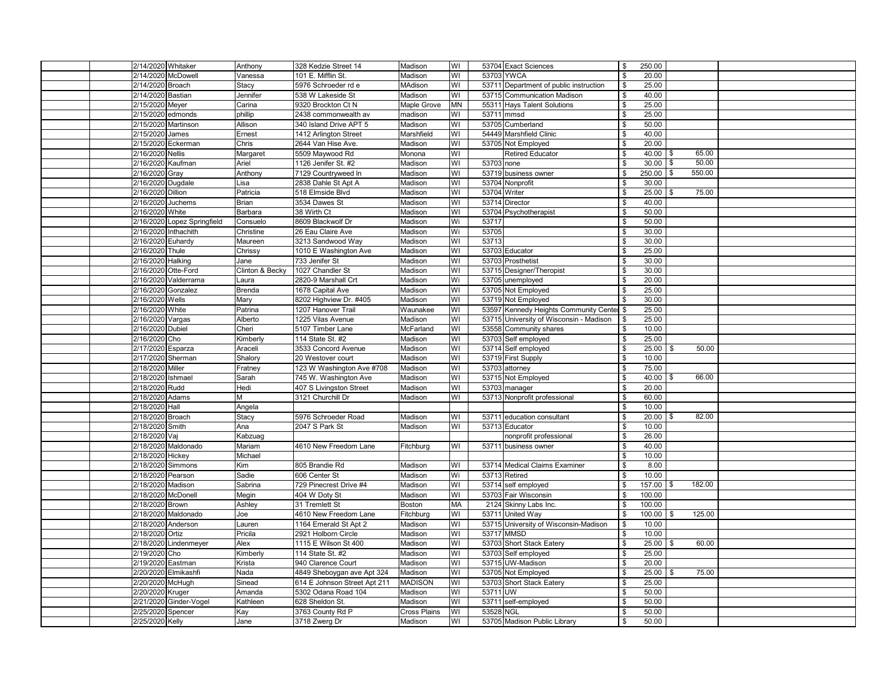| | | Date | Last Name | First Name | Address | City | State | Zip | Employer/Occupation | Amount | Total | |
|---|---|---|---|---|---|---|---|---|---|---|---|---|
| | | 2/14/2020 | Whitaker | Anthony | 328 Kedzie Street 14 | Madison | WI | 53704 | Exact Sciences | $ 250.00 | | |
| | | 2/14/2020 | McDowell | Vanessa | 101 E. Mifflin St. | Madison | WI | 53703 | YWCA | $ 20.00 | | |
| | | 2/14/2020 | Broach | Stacy | 5976 Schroeder rd e | MAdison | WI | 53711 | Department of public instruction | $ 25.00 | | |
| | | 2/14/2020 | Bastian | Jennifer | 538 W Lakeside St | Madison | WI | 53715 | Communication Madison | $ 40.00 | | |
| | | 2/15/2020 | Meyer | Carina | 9320 Brockton Ct N | Maple Grove | MN | 55311 | Hays Talent Solutions | $ 25.00 | | |
| | | 2/15/2020 | edmonds | phillip | 2438 commonwealth av | madison | WI | 53711 | mmsd | $ 25.00 | | |
| | | 2/15/2020 | Martinson | Allison | 340 Island Drive APT 5 | Madison | WI | 53705 | Cumberland | $ 50.00 | | |
| | | 2/15/2020 | James | Ernest | 1412 Arlington Street | Marshfield | WI | 54449 | Marshfield Clinic | $ 40.00 | | |
| | | 2/15/2020 | Eckerman | Chris | 2644 Van Hise Ave. | Madison | WI | 53705 | Not Employed | $ 20.00 | | |
| | | 2/16/2020 | Nellis | Margaret | 5509 Maywood Rd | Monona | WI | | Retired Educator | $ 40.00 | $ 65.00 | |
| | | 2/16/2020 | Kaufman | Ariel | 1126 Jenifer St. #2 | Madison | WI | 53703 | none | $ 30.00 | $ 50.00 | |
| | | 2/16/2020 | Gray | Anthony | 7129 Countryweed ln | Madison | WI | 53719 | business owner | $ 250.00 | $ 550.00 | |
| | | 2/16/2020 | Dugdale | Lisa | 2838 Dahle St Apt A | Madison | WI | 53704 | Nonprofit | $ 30.00 | | |
| | | 2/16/2020 | Dillion | Patricia | 518 Elmside Blvd | Madison | WI | 53704 | Writer | $ 25.00 | $ 75.00 | |
| | | 2/16/2020 | Juchems | Brian | 3534 Dawes St | Madison | WI | 53714 | Director | $ 40.00 | | |
| | | 2/16/2020 | White | Barbara | 38 Wirth Ct | Madison | WI | 53704 | Psychotherapist | $ 50.00 | | |
| | | 2/16/2020 | Lopez Springfield | Consuelo | 8609 Blackwolf Dr | Madison | Wi | 53717 | | $ 50.00 | | |
| | | 2/16/2020 | Inthachith | Christine | 26 Eau Claire Ave | Madison | Wi | 53705 | | $ 30.00 | | |
| | | 2/16/2020 | Euhardy | Maureen | 3213 Sandwood Way | Madison | WI | 53713 | | $ 30.00 | | |
| | | 2/16/2020 | Thule | Chrissy | 1010 E Washington Ave | Madison | WI | 53703 | Educator | $ 25.00 | | |
| | | 2/16/2020 | Halking | Jane | 733 Jenifer St | Madison | WI | 53703 | Prosthetist | $ 30.00 | | |
| | | 2/16/2020 | Otte-Ford | Clinton & Becky | 1027 Chandler St | Madison | WI | 53715 | Designer/Theropist | $ 30.00 | | |
| | | 2/16/2020 | Valderrama | Laura | 2820-9 Marshall Crt | Madison | Wi | 53705 | unemployed | $ 20.00 | | |
| | | 2/16/2020 | Gonzalez | Brenda | 1678 Capital Ave | Madison | WI | 53705 | Not Employed | $ 25.00 | | |
| | | 2/16/2020 | Wells | Mary | 8202 Highview Dr. #405 | Madison | WI | 53719 | Not Employed | $ 30.00 | | |
| | | 2/16/2020 | White | Patrina | 1207 Hanover Trail | Waunakee | WI | 53597 | Kennedy Heights Community Center | $ 25.00 | | |
| | | 2/16/2020 | Vargas | Alberto | 1225 Vilas Avenue | Madison | WI | 53715 | University of Wisconsin - Madison | $ 25.00 | | |
| | | 2/16/2020 | Dubiel | Cheri | 5107 Timber Lane | McFarland | WI | 53558 | Community shares | $ 10.00 | | |
| | | 2/16/2020 | Cho | Kimberly | 114 State St. #2 | Madison | WI | 53703 | Self employed | $ 25.00 | | |
| | | 2/17/2020 | Esparza | Araceli | 3533 Concord Avenue | Madison | WI | 53714 | Self employed | $ 25.00 | $ 50.00 | |
| | | 2/17/2020 | Sherman | Shalory | 20 Westover court | Madison | WI | 53719 | First Supply | $ 10.00 | | |
| | | 2/18/2020 | Miller | Fratney | 123 W Washington Ave #708 | Madison | WI | 53703 | attorney | $ 75.00 | | |
| | | 2/18/2020 | Ishmael | Sarah | 745 W. Washington Ave | Madison | WI | 53715 | Not Employed | $ 40.00 | $ 66.00 | |
| | | 2/18/2020 | Rudd | Hedi | 407 S Livingston Street | Madison | WI | 53703 | manager | $ 20.00 | | |
| | | 2/18/2020 | Adams | M | 3121 Churchill Dr | Madison | WI | 53713 | Nonprofit professional | $ 60.00 | | |
| | | 2/18/2020 | Hall | Angela | | | | | | $ 10.00 | | |
| | | 2/18/2020 | Broach | Stacy | 5976 Schroeder Road | Madison | WI | 53711 | education consultant | $ 20.00 | $ 82.00 | |
| | | 2/18/2020 | Smith | Ana | 2047 S Park St | Madison | WI | 53713 | Educator | $ 10.00 | | |
| | | 2/18/2020 | Vaj | Kabzuag | | | | | nonprofit professional | $ 26.00 | | |
| | | 2/18/2020 | Maldonado | Mariam | 4610 New Freedom Lane | Fitchburg | WI | 53711 | business owner | $ 40.00 | | |
| | | 2/18/2020 | Hickey | Michael | | | | | | $ 10.00 | | |
| | | 2/18/2020 | Simmons | Kim | 805 Brandie Rd | Madison | WI | 53714 | Medical Claims Examiner | $ 8.00 | | |
| | | 2/18/2020 | Pearson | Sadie | 606 Center St | Madison | Wi | 53713 | Retired | $ 10.00 | | |
| | | 2/18/2020 | Madison | Sabrina | 729 Pinecrest Drive #4 | Madison | WI | 53714 | self employed | $ 157.00 | $ 182.00 | |
| | | 2/18/2020 | McDonell | Megin | 404 W Doty St | Madison | WI | 53703 | Fair Wisconsin | $ 100.00 | | |
| | | 2/18/2020 | Brown | Ashley | 31 Tremlett St | Boston | MA | 2124 | Skinny Labs Inc. | $ 100.00 | | |
| | | 2/18/2020 | Maldonado | Joe | 4610 New Freedom Lane | Fitchburg | WI | 53711 | United Way | $ 100.00 | $ 125.00 | |
| | | 2/18/2020 | Anderson | Lauren | 1164 Emerald St Apt 2 | Madison | WI | 53715 | University of Wisconsin-Madison | $ 10.00 | | |
| | | 2/18/2020 | Ortiz | Pricila | 2921 Holborn Circle | Madison | WI | 53717 | MMSD | $ 10.00 | | |
| | | 2/18/2020 | Lindenmeyer | Alex | 1115 E Wilson St 400 | Madison | WI | 53703 | Short Stack Eatery | $ 25.00 | $ 60.00 | |
| | | 2/19/2020 | Cho | Kimberly | 114 State St. #2 | Madison | WI | 53703 | Self employed | $ 25.00 | | |
| | | 2/19/2020 | Eastman | Krista | 940 Clarence Court | Madison | WI | 53715 | UW-Madison | $ 20.00 | | |
| | | 2/20/2020 | Elmikashfi | Nada | 4849 Sheboygan ave Apt 324 | Madison | WI | 53705 | Not Employed | $ 25.00 | $ 75.00 | |
| | | 2/20/2020 | McHugh | Sinead | 614 E Johnson Street Apt 211 | MADISON | WI | 53703 | Short Stack Eatery | $ 25.00 | | |
| | | 2/20/2020 | Kruger | Amanda | 5302 Odana Road 104 | Madison | WI | 53711 | UW | $ 50.00 | | |
| | | 2/21/2020 | Ginder-Vogel | Kathleen | 628 Sheldon St. | Madison | WI | 53711 | self-employed | $ 50.00 | | |
| | | 2/25/2020 | Spencer | Kay | 3763 County Rd P | Cross Plains | WI | 53528 | NGL | $ 50.00 | | |
| | | 2/25/2020 | Kelly | Jane | 3718 Zwerg Dr | Madison | WI | 53705 | Madison Public Library | $ 50.00 | | |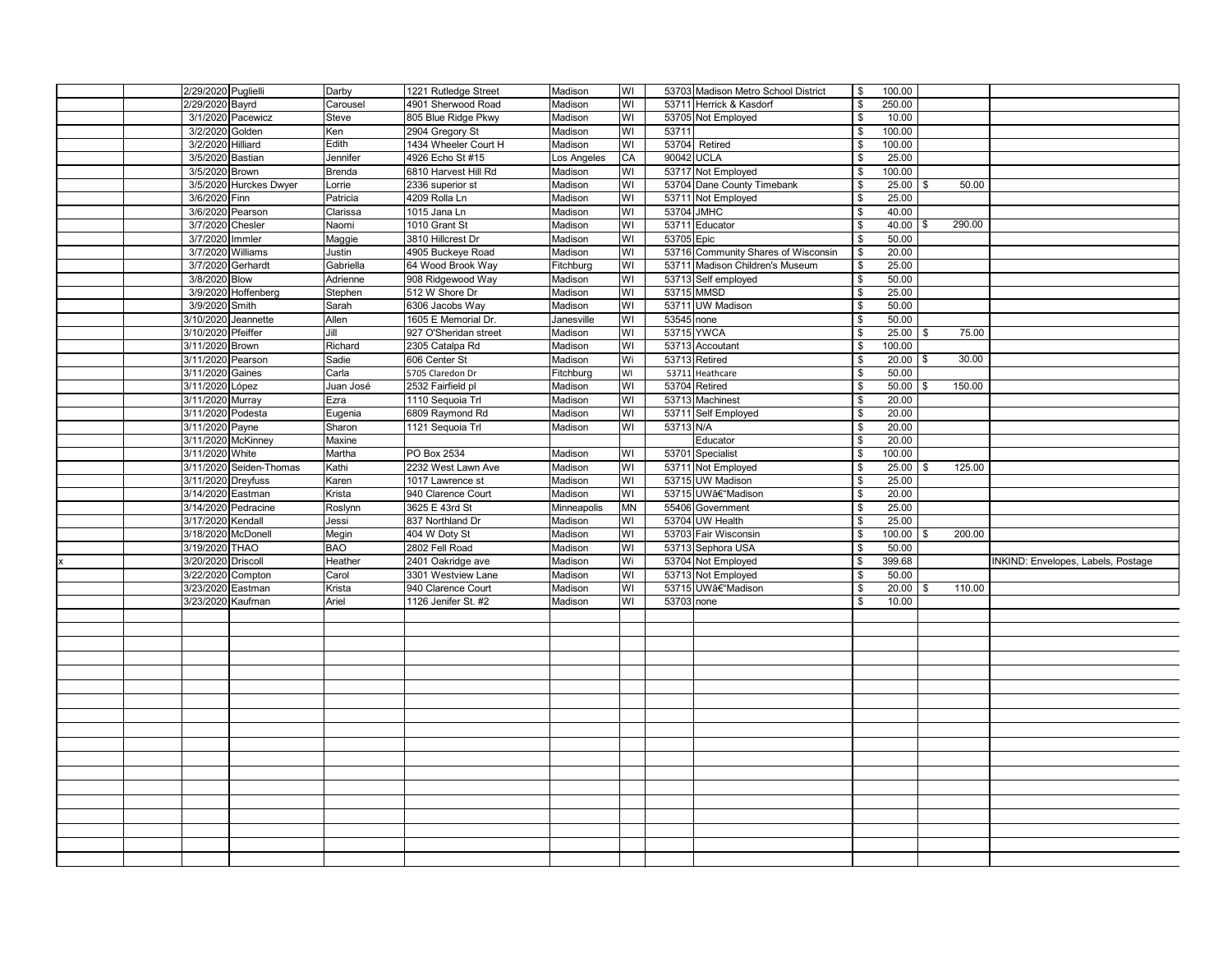|  |  |  |  |  |  |  |  |  |  |  |  |  |
|---|---|---|---|---|---|---|---|---|---|---|---|---|
|  |  | 2/29/2020 | Puglielli | Darby | 1221 Rutledge Street | Madison | WI | 53703 | Madison Metro School District | $ 100.00 |  |  |
|  |  | 2/29/2020 | Bayrd | Carousel | 4901 Sherwood Road | Madison | WI | 53711 | Herrick & Kasdorf | $ 250.00 |  |  |
|  |  | 3/1/2020 | Pacewicz | Steve | 805 Blue Ridge Pkwy | Madison | WI | 53705 | Not Employed | $ 10.00 |  |  |
|  |  | 3/2/2020 | Golden | Ken | 2904 Gregory St | Madison | WI | 53711 |  | $ 100.00 |  |  |
|  |  | 3/2/2020 | Hilliard | Edith | 1434 Wheeler Court H | Madison | WI | 53704 | Retired | $ 100.00 |  |  |
|  |  | 3/5/2020 | Bastian | Jennifer | 4926 Echo St #15 | Los Angeles | CA | 90042 | UCLA | $ 25.00 |  |  |
|  |  | 3/5/2020 | Brown | Brenda | 6810 Harvest Hill Rd | Madison | WI | 53717 | Not Employed | $ 100.00 |  |  |
|  |  | 3/5/2020 | Hurckes Dwyer | Lorrie | 2336 superior st | Madison | WI | 53704 | Dane County Timebank | $ 25.00 | $ 50.00 |  |
|  |  | 3/6/2020 | Finn | Patricia | 4209 Rolla Ln | Madison | WI | 53711 | Not Employed | $ 25.00 |  |  |
|  |  | 3/6/2020 | Pearson | Clarissa | 1015 Jana Ln | Madison | WI | 53704 | JMHC | $ 40.00 |  |  |
|  |  | 3/7/2020 | Chesler | Naomi | 1010 Grant St | Madison | WI | 53711 | Educator | $ 40.00 | $ 290.00 |  |
|  |  | 3/7/2020 | Immler | Maggie | 3810 Hillcrest Dr | Madison | WI | 53705 | Epic | $ 50.00 |  |  |
|  |  | 3/7/2020 | Williams | Justin | 4905 Buckeye Road | Madison | WI | 53716 | Community Shares of Wisconsin | $ 20.00 |  |  |
|  |  | 3/7/2020 | Gerhardt | Gabriella | 64 Wood Brook Way | Fitchburg | WI | 53711 | Madison Children's Museum | $ 25.00 |  |  |
|  |  | 3/8/2020 | Blow | Adrienne | 908 Ridgewood Way | Madison | WI | 53713 | Self employed | $ 50.00 |  |  |
|  |  | 3/9/2020 | Hoffenberg | Stephen | 512 W Shore Dr | Madison | WI | 53715 | MMSD | $ 25.00 |  |  |
|  |  | 3/9/2020 | Smith | Sarah | 6306 Jacobs Way | Madison | WI | 53711 | UW Madison | $ 50.00 |  |  |
|  |  | 3/10/2020 | Jeannette | Allen | 1605 E Memorial Dr. | Janesville | WI | 53545 | none | $ 50.00 |  |  |
|  |  | 3/10/2020 | Pfeiffer | Jill | 927 O'Sheridan street | Madison | WI | 53715 | YWCA | $ 25.00 | $ 75.00 |  |
|  |  | 3/11/2020 | Brown | Richard | 2305 Catalpa Rd | Madison | WI | 53713 | Accoutant | $ 100.00 |  |  |
|  |  | 3/11/2020 | Pearson | Sadie | 606 Center St | Madison | Wi | 53713 | Retired | $ 20.00 | $ 30.00 |  |
|  |  | 3/11/2020 | Gaines | Carla | 5705 Claredon Dr | Fitchburg | WI | 53711 | Heathcare | $ 50.00 |  |  |
|  |  | 3/11/2020 | López | Juan José | 2532 Fairfield pl | Madison | WI | 53704 | Retired | $ 50.00 | $ 150.00 |  |
|  |  | 3/11/2020 | Murray | Ezra | 1110 Sequoia Trl | Madison | WI | 53713 | Machinest | $ 20.00 |  |  |
|  |  | 3/11/2020 | Podesta | Eugenia | 6809 Raymond Rd | Madison | WI | 53711 | Self Employed | $ 20.00 |  |  |
|  |  | 3/11/2020 | Payne | Sharon | 1121 Sequoia Trl | Madison | WI | 53713 | N/A | $ 20.00 |  |  |
|  |  | 3/11/2020 | McKinney | Maxine |  |  |  |  | Educator | $ 20.00 |  |  |
|  |  | 3/11/2020 | White | Martha | PO Box 2534 | Madison | WI | 53701 | Specialist | $ 100.00 |  |  |
|  |  | 3/11/2020 | Seiden-Thomas | Kathi | 2232 West Lawn Ave | Madison | WI | 53711 | Not Employed | $ 25.00 | $ 125.00 |  |
|  |  | 3/11/2020 | Dreyfuss | Karen | 1017 Lawrence st | Madison | WI | 53715 | UW Madison | $ 25.00 |  |  |
|  |  | 3/14/2020 | Eastman | Krista | 940 Clarence Court | Madison | WI | 53715 | UWâ€"Madison | $ 20.00 |  |  |
|  |  | 3/14/2020 | Pedracine | Roslynn | 3625 E 43rd St | Minneapolis | MN | 55406 | Government | $ 25.00 |  |  |
|  |  | 3/17/2020 | Kendall | Jessi | 837 Northland Dr | Madison | WI | 53704 | UW Health | $ 25.00 |  |  |
|  |  | 3/18/2020 | McDonell | Megin | 404 W Doty St | Madison | WI | 53703 | Fair Wisconsin | $ 100.00 | $ 200.00 |  |
|  |  | 3/19/2020 | THAO | BAO | 2802 Fell Road | Madison | WI | 53713 | Sephora USA | $ 50.00 |  |  |
| x |  | 3/20/2020 | Driscoll | Heather | 2401 Oakridge ave | Madison | Wi | 53704 | Not Employed | $ 399.68 |  | INKIND: Envelopes, Labels, Postage |
|  |  | 3/22/2020 | Compton | Carol | 3301 Westview Lane | Madison | WI | 53713 | Not Employed | $ 50.00 |  |  |
|  |  | 3/23/2020 | Eastman | Krista | 940 Clarence Court | Madison | WI | 53715 | UWâ€"Madison | $ 20.00 | $ 110.00 |  |
|  |  | 3/23/2020 | Kaufman | Ariel | 1126 Jenifer St. #2 | Madison | WI | 53703 | none | $ 10.00 |  |  |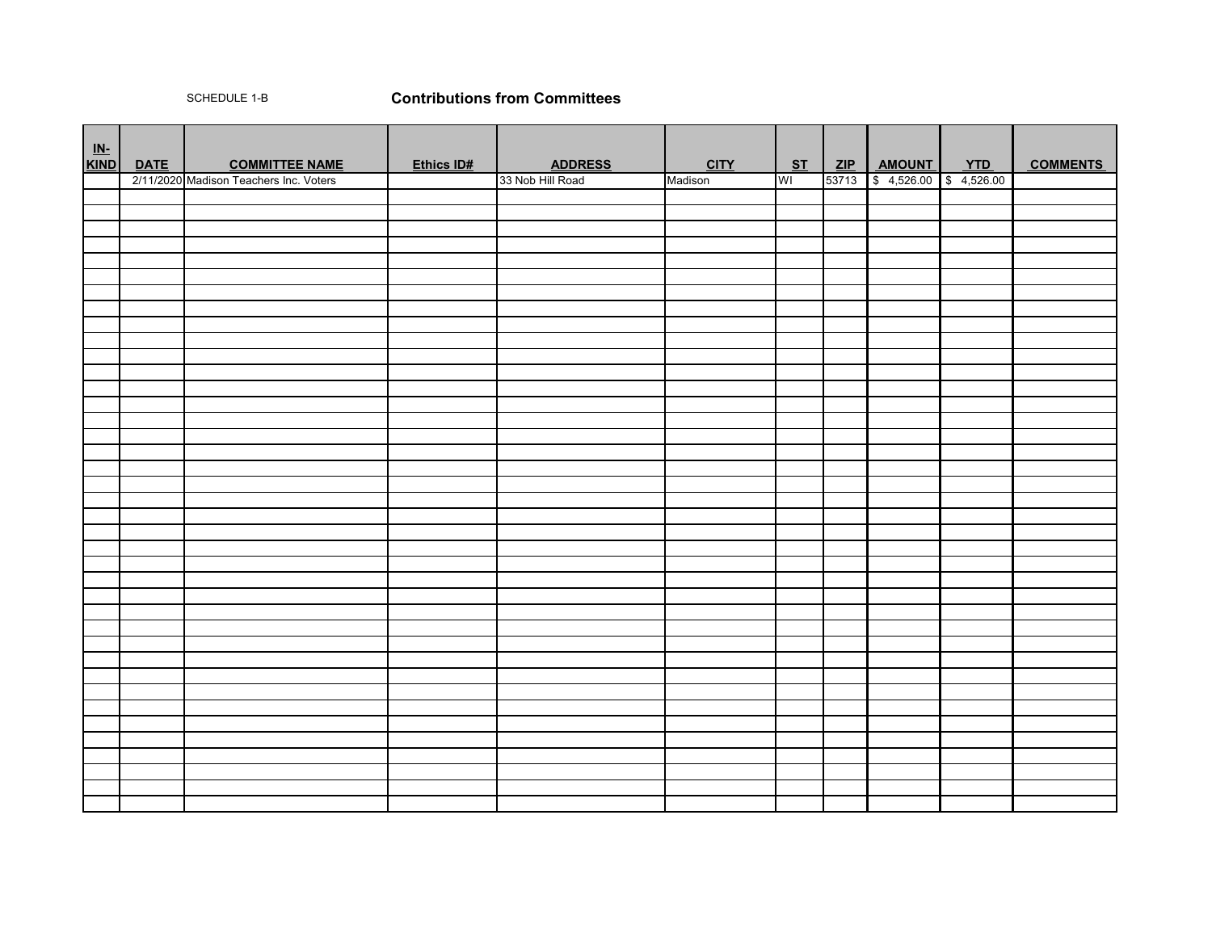SCHEDULE 1-B

## Contributions from Committees

| IN-KIND | DATE | COMMITTEE NAME | Ethics ID# | ADDRESS | CITY | ST | ZIP | AMOUNT | YTD | COMMENTS |
|---|---|---|---|---|---|---|---|---|---|---|
| | 2/11/2020 | Madison Teachers Inc. Voters | | 33 Nob Hill Road | Madison | WI | 53713 | $ 4,526.00 | $ 4,526.00 | |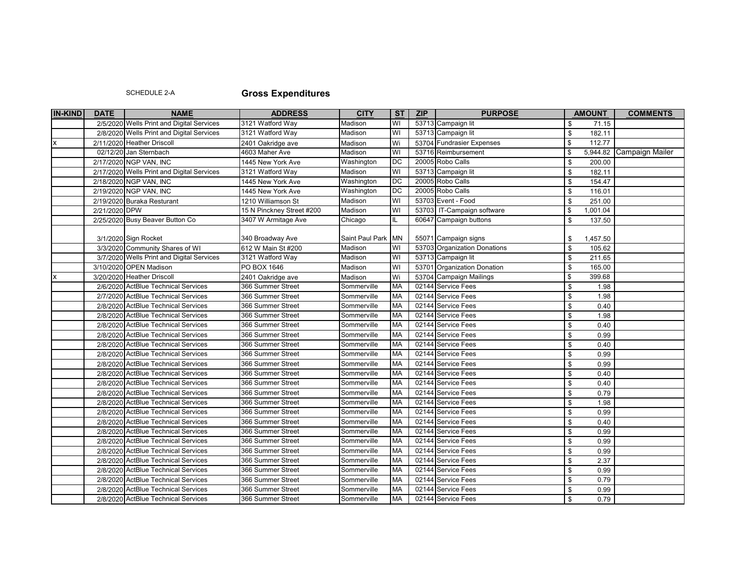SCHEDULE 2-A

# Gross Expenditures

| IN-KIND | DATE | NAME | ADDRESS | CITY | ST | ZIP | PURPOSE | AMOUNT | COMMENTS |
|---|---|---|---|---|---|---|---|---|---|
| | 2/5/2020 | Wells Print and Digital Services | 3121 Watford Way | Madison | WI | 53713 | Campaign lit | $ 71.15 | |
| | 2/8/2020 | Wells Print and Digital Services | 3121 Watford Way | Madison | WI | 53713 | Campaign lit | $ 182.11 | |
| x | 2/11/2020 | Heather Driscoll | 2401 Oakridge ave | Madison | Wi | 53704 | Fundrasier Expenses | $ 112.77 | |
| | 02/12/20 | Jan Sternbach | 4603 Maher Ave | Madison | WI | 53716 | Reimbursement | $ 5,944.82 | Campaign Mailer |
| | 2/17/2020 | NGP VAN, INC | 1445 New York Ave | Washington | DC | 20005 | Robo Calls | $ 200.00 | |
| | 2/17/2020 | Wells Print and Digital Services | 3121 Watford Way | Madison | WI | 53713 | Campaign lit | $ 182.11 | |
| | 2/18/2020 | NGP VAN, INC | 1445 New York Ave | Washington | DC | 20005 | Robo Calls | $ 154.47 | |
| | 2/19/2020 | NGP VAN, INC | 1445 New York Ave | Washington | DC | 20005 | Robo Calls | $ 116.01 | |
| | 2/19/2020 | Buraka Resturant | 1210 Williamson St | Madison | WI | 53703 | Event - Food | $ 251.00 | |
| | 2/21/2020 | DPW | 15 N Pinckney Street #200 | Madison | WI | 53703 | IT-Campaign software | $ 1,001.04 | |
| | 2/25/2020 | Busy Beaver Button Co | 3407 W Armitage Ave | Chicago | IL | 60647 | Campaign buttons | $ 137.50 | |
| | 3/1/2020 | Sign Rocket | 340 Broadway Ave | Saint Paul Park | MN | 55071 | Campaign signs | $ 1,457.50 | |
| | 3/3/2020 | Community Shares of WI | 612 W Main St #200 | Madison | WI | 53703 | Organization Donations | $ 105.62 | |
| | 3/7/2020 | Wells Print and Digital Services | 3121 Watford Way | Madison | WI | 53713 | Campaign lit | $ 211.65 | |
| | 3/10/2020 | OPEN Madison | PO BOX 1646 | Madison | WI | 53701 | Organization Donation | $ 165.00 | |
| x | 3/20/2020 | Heather Driscoll | 2401 Oakridge ave | Madison | Wi | 53704 | Campaign Mailings | $ 399.68 | |
| | 2/6/2020 | ActBlue Technical Services | 366 Summer Street | Sommerville | MA | 02144 | Service Fees | $ 1.98 | |
| | 2/7/2020 | ActBlue Technical Services | 366 Summer Street | Sommerville | MA | 02144 | Service Fees | $ 1.98 | |
| | 2/8/2020 | ActBlue Technical Services | 366 Summer Street | Sommerville | MA | 02144 | Service Fees | $ 0.40 | |
| | 2/8/2020 | ActBlue Technical Services | 366 Summer Street | Sommerville | MA | 02144 | Service Fees | $ 1.98 | |
| | 2/8/2020 | ActBlue Technical Services | 366 Summer Street | Sommerville | MA | 02144 | Service Fees | $ 0.40 | |
| | 2/8/2020 | ActBlue Technical Services | 366 Summer Street | Sommerville | MA | 02144 | Service Fees | $ 0.99 | |
| | 2/8/2020 | ActBlue Technical Services | 366 Summer Street | Sommerville | MA | 02144 | Service Fees | $ 0.40 | |
| | 2/8/2020 | ActBlue Technical Services | 366 Summer Street | Sommerville | MA | 02144 | Service Fees | $ 0.99 | |
| | 2/8/2020 | ActBlue Technical Services | 366 Summer Street | Sommerville | MA | 02144 | Service Fees | $ 0.99 | |
| | 2/8/2020 | ActBlue Technical Services | 366 Summer Street | Sommerville | MA | 02144 | Service Fees | $ 0.40 | |
| | 2/8/2020 | ActBlue Technical Services | 366 Summer Street | Sommerville | MA | 02144 | Service Fees | $ 0.40 | |
| | 2/8/2020 | ActBlue Technical Services | 366 Summer Street | Sommerville | MA | 02144 | Service Fees | $ 0.79 | |
| | 2/8/2020 | ActBlue Technical Services | 366 Summer Street | Sommerville | MA | 02144 | Service Fees | $ 1.98 | |
| | 2/8/2020 | ActBlue Technical Services | 366 Summer Street | Sommerville | MA | 02144 | Service Fees | $ 0.99 | |
| | 2/8/2020 | ActBlue Technical Services | 366 Summer Street | Sommerville | MA | 02144 | Service Fees | $ 0.40 | |
| | 2/8/2020 | ActBlue Technical Services | 366 Summer Street | Sommerville | MA | 02144 | Service Fees | $ 0.99 | |
| | 2/8/2020 | ActBlue Technical Services | 366 Summer Street | Sommerville | MA | 02144 | Service Fees | $ 0.99 | |
| | 2/8/2020 | ActBlue Technical Services | 366 Summer Street | Sommerville | MA | 02144 | Service Fees | $ 0.99 | |
| | 2/8/2020 | ActBlue Technical Services | 366 Summer Street | Sommerville | MA | 02144 | Service Fees | $ 2.37 | |
| | 2/8/2020 | ActBlue Technical Services | 366 Summer Street | Sommerville | MA | 02144 | Service Fees | $ 0.99 | |
| | 2/8/2020 | ActBlue Technical Services | 366 Summer Street | Sommerville | MA | 02144 | Service Fees | $ 0.79 | |
| | 2/8/2020 | ActBlue Technical Services | 366 Summer Street | Sommerville | MA | 02144 | Service Fees | $ 0.99 | |
| | 2/8/2020 | ActBlue Technical Services | 366 Summer Street | Sommerville | MA | 02144 | Service Fees | $ 0.79 | |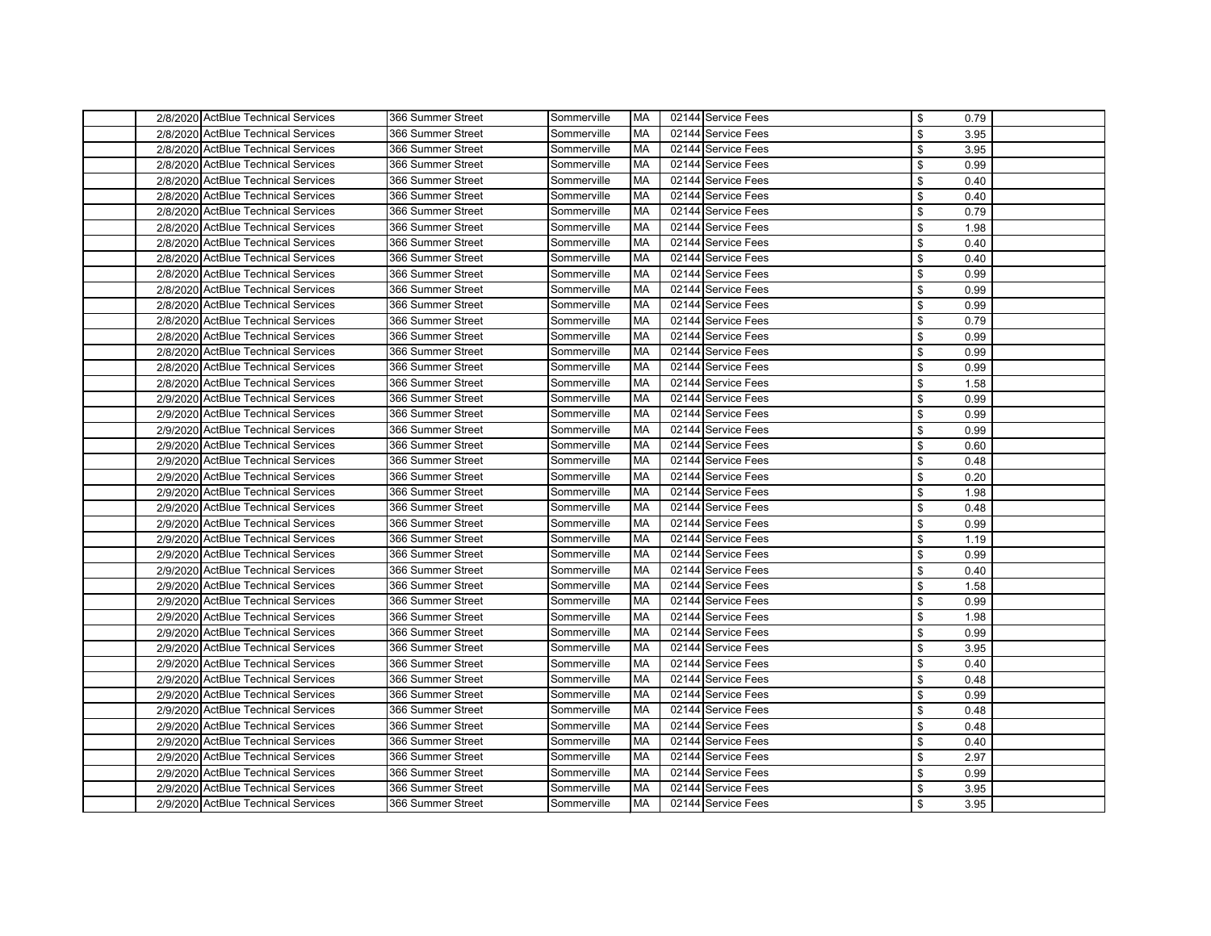| | | | | | | | | | |
|---|---|---|---|---|---|---|---|---|---|
| | 2/8/2020 | ActBlue Technical Services | 366 Summer Street | Sommerville | MA | 02144 | Service Fees | $ 0.79 | |
| | 2/8/2020 | ActBlue Technical Services | 366 Summer Street | Sommerville | MA | 02144 | Service Fees | $ 3.95 | |
| | 2/8/2020 | ActBlue Technical Services | 366 Summer Street | Sommerville | MA | 02144 | Service Fees | $ 3.95 | |
| | 2/8/2020 | ActBlue Technical Services | 366 Summer Street | Sommerville | MA | 02144 | Service Fees | $ 0.99 | |
| | 2/8/2020 | ActBlue Technical Services | 366 Summer Street | Sommerville | MA | 02144 | Service Fees | $ 0.40 | |
| | 2/8/2020 | ActBlue Technical Services | 366 Summer Street | Sommerville | MA | 02144 | Service Fees | $ 0.40 | |
| | 2/8/2020 | ActBlue Technical Services | 366 Summer Street | Sommerville | MA | 02144 | Service Fees | $ 0.79 | |
| | 2/8/2020 | ActBlue Technical Services | 366 Summer Street | Sommerville | MA | 02144 | Service Fees | $ 1.98 | |
| | 2/8/2020 | ActBlue Technical Services | 366 Summer Street | Sommerville | MA | 02144 | Service Fees | $ 0.40 | |
| | 2/8/2020 | ActBlue Technical Services | 366 Summer Street | Sommerville | MA | 02144 | Service Fees | $ 0.40 | |
| | 2/8/2020 | ActBlue Technical Services | 366 Summer Street | Sommerville | MA | 02144 | Service Fees | $ 0.99 | |
| | 2/8/2020 | ActBlue Technical Services | 366 Summer Street | Sommerville | MA | 02144 | Service Fees | $ 0.99 | |
| | 2/8/2020 | ActBlue Technical Services | 366 Summer Street | Sommerville | MA | 02144 | Service Fees | $ 0.99 | |
| | 2/8/2020 | ActBlue Technical Services | 366 Summer Street | Sommerville | MA | 02144 | Service Fees | $ 0.79 | |
| | 2/8/2020 | ActBlue Technical Services | 366 Summer Street | Sommerville | MA | 02144 | Service Fees | $ 0.99 | |
| | 2/8/2020 | ActBlue Technical Services | 366 Summer Street | Sommerville | MA | 02144 | Service Fees | $ 0.99 | |
| | 2/8/2020 | ActBlue Technical Services | 366 Summer Street | Sommerville | MA | 02144 | Service Fees | $ 0.99 | |
| | 2/8/2020 | ActBlue Technical Services | 366 Summer Street | Sommerville | MA | 02144 | Service Fees | $ 1.58 | |
| | 2/9/2020 | ActBlue Technical Services | 366 Summer Street | Sommerville | MA | 02144 | Service Fees | $ 0.99 | |
| | 2/9/2020 | ActBlue Technical Services | 366 Summer Street | Sommerville | MA | 02144 | Service Fees | $ 0.99 | |
| | 2/9/2020 | ActBlue Technical Services | 366 Summer Street | Sommerville | MA | 02144 | Service Fees | $ 0.99 | |
| | 2/9/2020 | ActBlue Technical Services | 366 Summer Street | Sommerville | MA | 02144 | Service Fees | $ 0.60 | |
| | 2/9/2020 | ActBlue Technical Services | 366 Summer Street | Sommerville | MA | 02144 | Service Fees | $ 0.48 | |
| | 2/9/2020 | ActBlue Technical Services | 366 Summer Street | Sommerville | MA | 02144 | Service Fees | $ 0.20 | |
| | 2/9/2020 | ActBlue Technical Services | 366 Summer Street | Sommerville | MA | 02144 | Service Fees | $ 1.98 | |
| | 2/9/2020 | ActBlue Technical Services | 366 Summer Street | Sommerville | MA | 02144 | Service Fees | $ 0.48 | |
| | 2/9/2020 | ActBlue Technical Services | 366 Summer Street | Sommerville | MA | 02144 | Service Fees | $ 0.99 | |
| | 2/9/2020 | ActBlue Technical Services | 366 Summer Street | Sommerville | MA | 02144 | Service Fees | $ 1.19 | |
| | 2/9/2020 | ActBlue Technical Services | 366 Summer Street | Sommerville | MA | 02144 | Service Fees | $ 0.99 | |
| | 2/9/2020 | ActBlue Technical Services | 366 Summer Street | Sommerville | MA | 02144 | Service Fees | $ 0.40 | |
| | 2/9/2020 | ActBlue Technical Services | 366 Summer Street | Sommerville | MA | 02144 | Service Fees | $ 1.58 | |
| | 2/9/2020 | ActBlue Technical Services | 366 Summer Street | Sommerville | MA | 02144 | Service Fees | $ 0.99 | |
| | 2/9/2020 | ActBlue Technical Services | 366 Summer Street | Sommerville | MA | 02144 | Service Fees | $ 1.98 | |
| | 2/9/2020 | ActBlue Technical Services | 366 Summer Street | Sommerville | MA | 02144 | Service Fees | $ 0.99 | |
| | 2/9/2020 | ActBlue Technical Services | 366 Summer Street | Sommerville | MA | 02144 | Service Fees | $ 3.95 | |
| | 2/9/2020 | ActBlue Technical Services | 366 Summer Street | Sommerville | MA | 02144 | Service Fees | $ 0.40 | |
| | 2/9/2020 | ActBlue Technical Services | 366 Summer Street | Sommerville | MA | 02144 | Service Fees | $ 0.48 | |
| | 2/9/2020 | ActBlue Technical Services | 366 Summer Street | Sommerville | MA | 02144 | Service Fees | $ 0.99 | |
| | 2/9/2020 | ActBlue Technical Services | 366 Summer Street | Sommerville | MA | 02144 | Service Fees | $ 0.48 | |
| | 2/9/2020 | ActBlue Technical Services | 366 Summer Street | Sommerville | MA | 02144 | Service Fees | $ 0.48 | |
| | 2/9/2020 | ActBlue Technical Services | 366 Summer Street | Sommerville | MA | 02144 | Service Fees | $ 0.40 | |
| | 2/9/2020 | ActBlue Technical Services | 366 Summer Street | Sommerville | MA | 02144 | Service Fees | $ 2.97 | |
| | 2/9/2020 | ActBlue Technical Services | 366 Summer Street | Sommerville | MA | 02144 | Service Fees | $ 0.99 | |
| | 2/9/2020 | ActBlue Technical Services | 366 Summer Street | Sommerville | MA | 02144 | Service Fees | $ 3.95 | |
| | 2/9/2020 | ActBlue Technical Services | 366 Summer Street | Sommerville | MA | 02144 | Service Fees | $ 3.95 | |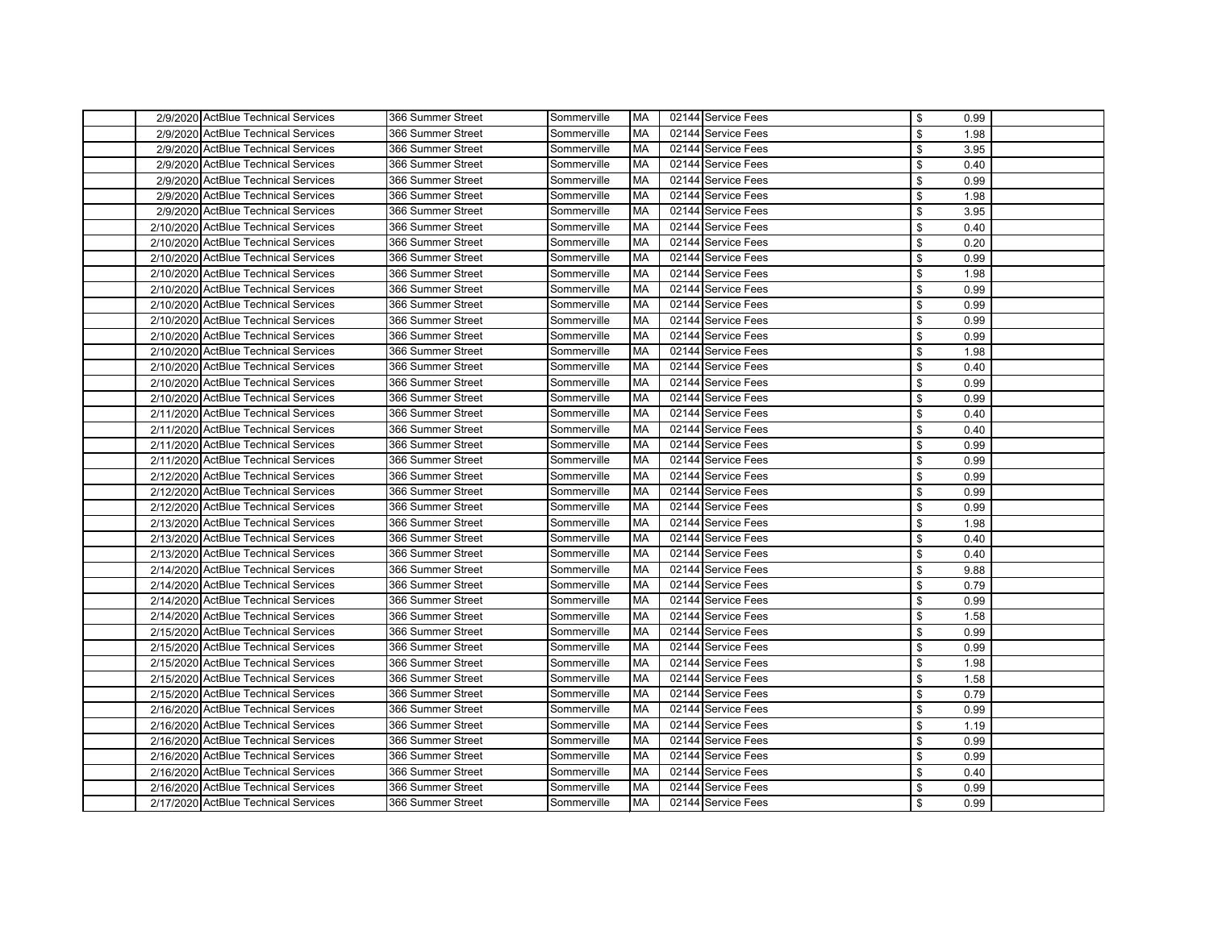| | Date | Payee | Address | City | State | Zip | Purpose | | Amount | |
|---|---|---|---|---|---|---|---|---|---|---|
| | 2/9/2020 | ActBlue Technical Services | 366 Summer Street | Sommerville | MA | 02144 | Service Fees | $ | 0.99 | |
| | 2/9/2020 | ActBlue Technical Services | 366 Summer Street | Sommerville | MA | 02144 | Service Fees | $ | 1.98 | |
| | 2/9/2020 | ActBlue Technical Services | 366 Summer Street | Sommerville | MA | 02144 | Service Fees | $ | 3.95 | |
| | 2/9/2020 | ActBlue Technical Services | 366 Summer Street | Sommerville | MA | 02144 | Service Fees | $ | 0.40 | |
| | 2/9/2020 | ActBlue Technical Services | 366 Summer Street | Sommerville | MA | 02144 | Service Fees | $ | 0.99 | |
| | 2/9/2020 | ActBlue Technical Services | 366 Summer Street | Sommerville | MA | 02144 | Service Fees | $ | 1.98 | |
| | 2/9/2020 | ActBlue Technical Services | 366 Summer Street | Sommerville | MA | 02144 | Service Fees | $ | 3.95 | |
| | 2/10/2020 | ActBlue Technical Services | 366 Summer Street | Sommerville | MA | 02144 | Service Fees | $ | 0.40 | |
| | 2/10/2020 | ActBlue Technical Services | 366 Summer Street | Sommerville | MA | 02144 | Service Fees | $ | 0.20 | |
| | 2/10/2020 | ActBlue Technical Services | 366 Summer Street | Sommerville | MA | 02144 | Service Fees | $ | 0.99 | |
| | 2/10/2020 | ActBlue Technical Services | 366 Summer Street | Sommerville | MA | 02144 | Service Fees | $ | 1.98 | |
| | 2/10/2020 | ActBlue Technical Services | 366 Summer Street | Sommerville | MA | 02144 | Service Fees | $ | 0.99 | |
| | 2/10/2020 | ActBlue Technical Services | 366 Summer Street | Sommerville | MA | 02144 | Service Fees | $ | 0.99 | |
| | 2/10/2020 | ActBlue Technical Services | 366 Summer Street | Sommerville | MA | 02144 | Service Fees | $ | 0.99 | |
| | 2/10/2020 | ActBlue Technical Services | 366 Summer Street | Sommerville | MA | 02144 | Service Fees | $ | 0.99 | |
| | 2/10/2020 | ActBlue Technical Services | 366 Summer Street | Sommerville | MA | 02144 | Service Fees | $ | 1.98 | |
| | 2/10/2020 | ActBlue Technical Services | 366 Summer Street | Sommerville | MA | 02144 | Service Fees | $ | 0.40 | |
| | 2/10/2020 | ActBlue Technical Services | 366 Summer Street | Sommerville | MA | 02144 | Service Fees | $ | 0.99 | |
| | 2/10/2020 | ActBlue Technical Services | 366 Summer Street | Sommerville | MA | 02144 | Service Fees | $ | 0.99 | |
| | 2/11/2020 | ActBlue Technical Services | 366 Summer Street | Sommerville | MA | 02144 | Service Fees | $ | 0.40 | |
| | 2/11/2020 | ActBlue Technical Services | 366 Summer Street | Sommerville | MA | 02144 | Service Fees | $ | 0.40 | |
| | 2/11/2020 | ActBlue Technical Services | 366 Summer Street | Sommerville | MA | 02144 | Service Fees | $ | 0.99 | |
| | 2/11/2020 | ActBlue Technical Services | 366 Summer Street | Sommerville | MA | 02144 | Service Fees | $ | 0.99 | |
| | 2/12/2020 | ActBlue Technical Services | 366 Summer Street | Sommerville | MA | 02144 | Service Fees | $ | 0.99 | |
| | 2/12/2020 | ActBlue Technical Services | 366 Summer Street | Sommerville | MA | 02144 | Service Fees | $ | 0.99 | |
| | 2/12/2020 | ActBlue Technical Services | 366 Summer Street | Sommerville | MA | 02144 | Service Fees | $ | 0.99 | |
| | 2/13/2020 | ActBlue Technical Services | 366 Summer Street | Sommerville | MA | 02144 | Service Fees | $ | 1.98 | |
| | 2/13/2020 | ActBlue Technical Services | 366 Summer Street | Sommerville | MA | 02144 | Service Fees | $ | 0.40 | |
| | 2/13/2020 | ActBlue Technical Services | 366 Summer Street | Sommerville | MA | 02144 | Service Fees | $ | 0.40 | |
| | 2/14/2020 | ActBlue Technical Services | 366 Summer Street | Sommerville | MA | 02144 | Service Fees | $ | 9.88 | |
| | 2/14/2020 | ActBlue Technical Services | 366 Summer Street | Sommerville | MA | 02144 | Service Fees | $ | 0.79 | |
| | 2/14/2020 | ActBlue Technical Services | 366 Summer Street | Sommerville | MA | 02144 | Service Fees | $ | 0.99 | |
| | 2/14/2020 | ActBlue Technical Services | 366 Summer Street | Sommerville | MA | 02144 | Service Fees | $ | 1.58 | |
| | 2/15/2020 | ActBlue Technical Services | 366 Summer Street | Sommerville | MA | 02144 | Service Fees | $ | 0.99 | |
| | 2/15/2020 | ActBlue Technical Services | 366 Summer Street | Sommerville | MA | 02144 | Service Fees | $ | 0.99 | |
| | 2/15/2020 | ActBlue Technical Services | 366 Summer Street | Sommerville | MA | 02144 | Service Fees | $ | 1.98 | |
| | 2/15/2020 | ActBlue Technical Services | 366 Summer Street | Sommerville | MA | 02144 | Service Fees | $ | 1.58 | |
| | 2/15/2020 | ActBlue Technical Services | 366 Summer Street | Sommerville | MA | 02144 | Service Fees | $ | 0.79 | |
| | 2/16/2020 | ActBlue Technical Services | 366 Summer Street | Sommerville | MA | 02144 | Service Fees | $ | 0.99 | |
| | 2/16/2020 | ActBlue Technical Services | 366 Summer Street | Sommerville | MA | 02144 | Service Fees | $ | 1.19 | |
| | 2/16/2020 | ActBlue Technical Services | 366 Summer Street | Sommerville | MA | 02144 | Service Fees | $ | 0.99 | |
| | 2/16/2020 | ActBlue Technical Services | 366 Summer Street | Sommerville | MA | 02144 | Service Fees | $ | 0.99 | |
| | 2/16/2020 | ActBlue Technical Services | 366 Summer Street | Sommerville | MA | 02144 | Service Fees | $ | 0.40 | |
| | 2/16/2020 | ActBlue Technical Services | 366 Summer Street | Sommerville | MA | 02144 | Service Fees | $ | 0.99 | |
| | 2/17/2020 | ActBlue Technical Services | 366 Summer Street | Sommerville | MA | 02144 | Service Fees | $ | 0.99 | |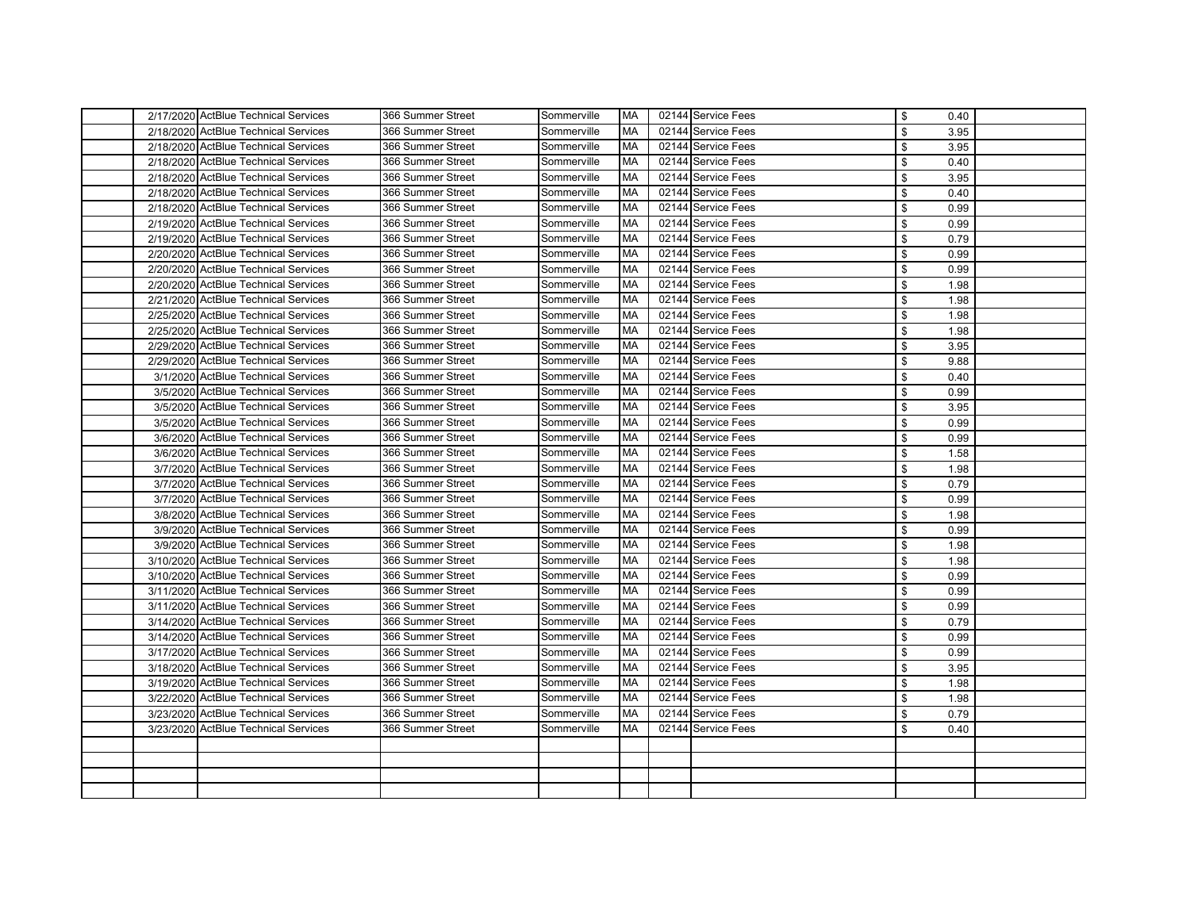| | Date | Name | Address | City | State | Zip | Purpose | Amount | |
|---|---|---|---|---|---|---|---|---|---|
| | 2/17/2020 | ActBlue Technical Services | 366 Summer Street | Sommerville | MA | 02144 | Service Fees | $ 0.40 | |
| | 2/18/2020 | ActBlue Technical Services | 366 Summer Street | Sommerville | MA | 02144 | Service Fees | $ 3.95 | |
| | 2/18/2020 | ActBlue Technical Services | 366 Summer Street | Sommerville | MA | 02144 | Service Fees | $ 3.95 | |
| | 2/18/2020 | ActBlue Technical Services | 366 Summer Street | Sommerville | MA | 02144 | Service Fees | $ 0.40 | |
| | 2/18/2020 | ActBlue Technical Services | 366 Summer Street | Sommerville | MA | 02144 | Service Fees | $ 3.95 | |
| | 2/18/2020 | ActBlue Technical Services | 366 Summer Street | Sommerville | MA | 02144 | Service Fees | $ 0.40 | |
| | 2/18/2020 | ActBlue Technical Services | 366 Summer Street | Sommerville | MA | 02144 | Service Fees | $ 0.99 | |
| | 2/19/2020 | ActBlue Technical Services | 366 Summer Street | Sommerville | MA | 02144 | Service Fees | $ 0.99 | |
| | 2/19/2020 | ActBlue Technical Services | 366 Summer Street | Sommerville | MA | 02144 | Service Fees | $ 0.79 | |
| | 2/20/2020 | ActBlue Technical Services | 366 Summer Street | Sommerville | MA | 02144 | Service Fees | $ 0.99 | |
| | 2/20/2020 | ActBlue Technical Services | 366 Summer Street | Sommerville | MA | 02144 | Service Fees | $ 0.99 | |
| | 2/20/2020 | ActBlue Technical Services | 366 Summer Street | Sommerville | MA | 02144 | Service Fees | $ 1.98 | |
| | 2/21/2020 | ActBlue Technical Services | 366 Summer Street | Sommerville | MA | 02144 | Service Fees | $ 1.98 | |
| | 2/25/2020 | ActBlue Technical Services | 366 Summer Street | Sommerville | MA | 02144 | Service Fees | $ 1.98 | |
| | 2/25/2020 | ActBlue Technical Services | 366 Summer Street | Sommerville | MA | 02144 | Service Fees | $ 1.98 | |
| | 2/29/2020 | ActBlue Technical Services | 366 Summer Street | Sommerville | MA | 02144 | Service Fees | $ 3.95 | |
| | 2/29/2020 | ActBlue Technical Services | 366 Summer Street | Sommerville | MA | 02144 | Service Fees | $ 9.88 | |
| | 3/1/2020 | ActBlue Technical Services | 366 Summer Street | Sommerville | MA | 02144 | Service Fees | $ 0.40 | |
| | 3/5/2020 | ActBlue Technical Services | 366 Summer Street | Sommerville | MA | 02144 | Service Fees | $ 0.99 | |
| | 3/5/2020 | ActBlue Technical Services | 366 Summer Street | Sommerville | MA | 02144 | Service Fees | $ 3.95 | |
| | 3/5/2020 | ActBlue Technical Services | 366 Summer Street | Sommerville | MA | 02144 | Service Fees | $ 0.99 | |
| | 3/6/2020 | ActBlue Technical Services | 366 Summer Street | Sommerville | MA | 02144 | Service Fees | $ 0.99 | |
| | 3/6/2020 | ActBlue Technical Services | 366 Summer Street | Sommerville | MA | 02144 | Service Fees | $ 1.58 | |
| | 3/7/2020 | ActBlue Technical Services | 366 Summer Street | Sommerville | MA | 02144 | Service Fees | $ 1.98 | |
| | 3/7/2020 | ActBlue Technical Services | 366 Summer Street | Sommerville | MA | 02144 | Service Fees | $ 0.79 | |
| | 3/7/2020 | ActBlue Technical Services | 366 Summer Street | Sommerville | MA | 02144 | Service Fees | $ 0.99 | |
| | 3/8/2020 | ActBlue Technical Services | 366 Summer Street | Sommerville | MA | 02144 | Service Fees | $ 1.98 | |
| | 3/9/2020 | ActBlue Technical Services | 366 Summer Street | Sommerville | MA | 02144 | Service Fees | $ 0.99 | |
| | 3/9/2020 | ActBlue Technical Services | 366 Summer Street | Sommerville | MA | 02144 | Service Fees | $ 1.98 | |
| | 3/10/2020 | ActBlue Technical Services | 366 Summer Street | Sommerville | MA | 02144 | Service Fees | $ 1.98 | |
| | 3/10/2020 | ActBlue Technical Services | 366 Summer Street | Sommerville | MA | 02144 | Service Fees | $ 0.99 | |
| | 3/11/2020 | ActBlue Technical Services | 366 Summer Street | Sommerville | MA | 02144 | Service Fees | $ 0.99 | |
| | 3/11/2020 | ActBlue Technical Services | 366 Summer Street | Sommerville | MA | 02144 | Service Fees | $ 0.99 | |
| | 3/14/2020 | ActBlue Technical Services | 366 Summer Street | Sommerville | MA | 02144 | Service Fees | $ 0.79 | |
| | 3/14/2020 | ActBlue Technical Services | 366 Summer Street | Sommerville | MA | 02144 | Service Fees | $ 0.99 | |
| | 3/17/2020 | ActBlue Technical Services | 366 Summer Street | Sommerville | MA | 02144 | Service Fees | $ 0.99 | |
| | 3/18/2020 | ActBlue Technical Services | 366 Summer Street | Sommerville | MA | 02144 | Service Fees | $ 3.95 | |
| | 3/19/2020 | ActBlue Technical Services | 366 Summer Street | Sommerville | MA | 02144 | Service Fees | $ 1.98 | |
| | 3/22/2020 | ActBlue Technical Services | 366 Summer Street | Sommerville | MA | 02144 | Service Fees | $ 1.98 | |
| | 3/23/2020 | ActBlue Technical Services | 366 Summer Street | Sommerville | MA | 02144 | Service Fees | $ 0.79 | |
| | 3/23/2020 | ActBlue Technical Services | 366 Summer Street | Sommerville | MA | 02144 | Service Fees | $ 0.40 | |
| | | | | | | | | | |
| | | | | | | | | | |
| | | | | | | | | | |
| | | | | | | | | | |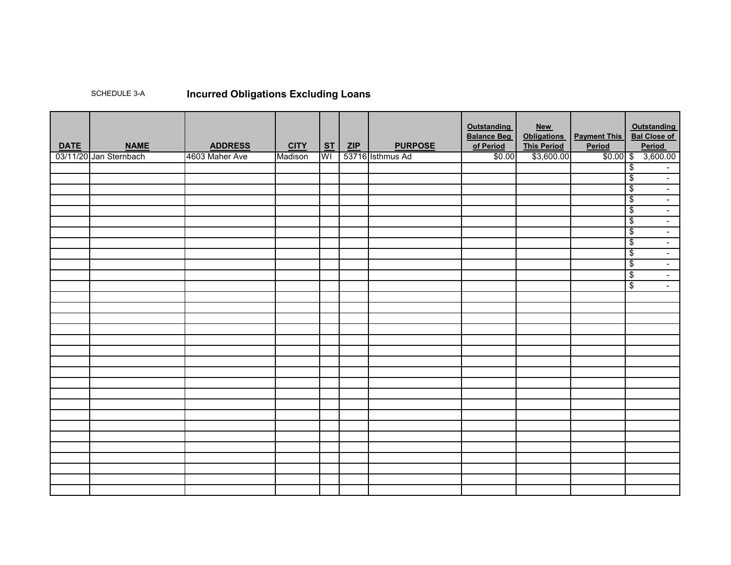SCHEDULE 3-A

# Incurred Obligations Excluding Loans

| DATE | NAME | ADDRESS | CITY | ST | ZIP | PURPOSE | Outstanding Balance Beg of Period | New Obligations This Period | Payment This Period | Outstanding Bal Close of Period |
|---|---|---|---|---|---|---|---|---|---|---|
| 03/11/20 | Jan Sternbach | 4603 Maher Ave | Madison | WI | 53716 | Isthmus Ad | $0.00 | $3,600.00 | $0.00 | $ 3,600.00 |
| | | | | | | | | | | $ - |
| | | | | | | | | | | $ - |
| | | | | | | | | | | $ - |
| | | | | | | | | | | $ - |
| | | | | | | | | | | $ - |
| | | | | | | | | | | $ - |
| | | | | | | | | | | $ - |
| | | | | | | | | | | $ - |
| | | | | | | | | | | $ - |
| | | | | | | | | | | $ - |
| | | | | | | | | | | $ - |
| | | | | | | | | | | $ - |